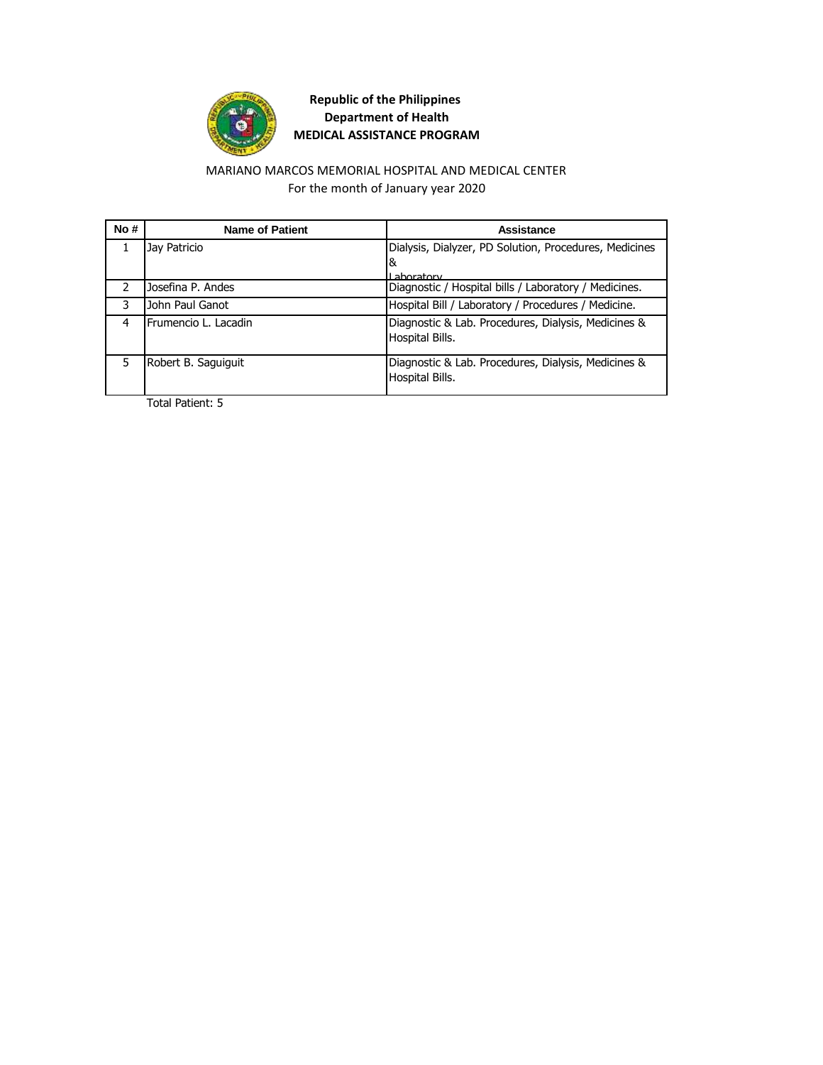**Republic of the Philippines**
**Department of Health**
**MEDICAL ASSISTANCE PROGRAM**

MARIANO MARCOS MEMORIAL HOSPITAL AND MEDICAL CENTER
For the month of January year 2020

| No # | Name of Patient | Assistance |
|---|---|---|
| 1 | Jay Patricio | Dialysis, Dialyzer, PD Solution, Procedures, Medicines & Laboratory |
| 2 | Josefina P. Andes | Diagnostic / Hospital bills / Laboratory / Medicines. |
| 3 | John Paul Ganot | Hospital Bill / Laboratory / Procedures / Medicine. |
| 4 | Frumencio L. Lacadin | Diagnostic & Lab. Procedures, Dialysis, Medicines & Hospital Bills. |
| 5 | Robert B. Saguiguit | Diagnostic & Lab. Procedures, Dialysis, Medicines & Hospital Bills. |

Total Patient: 5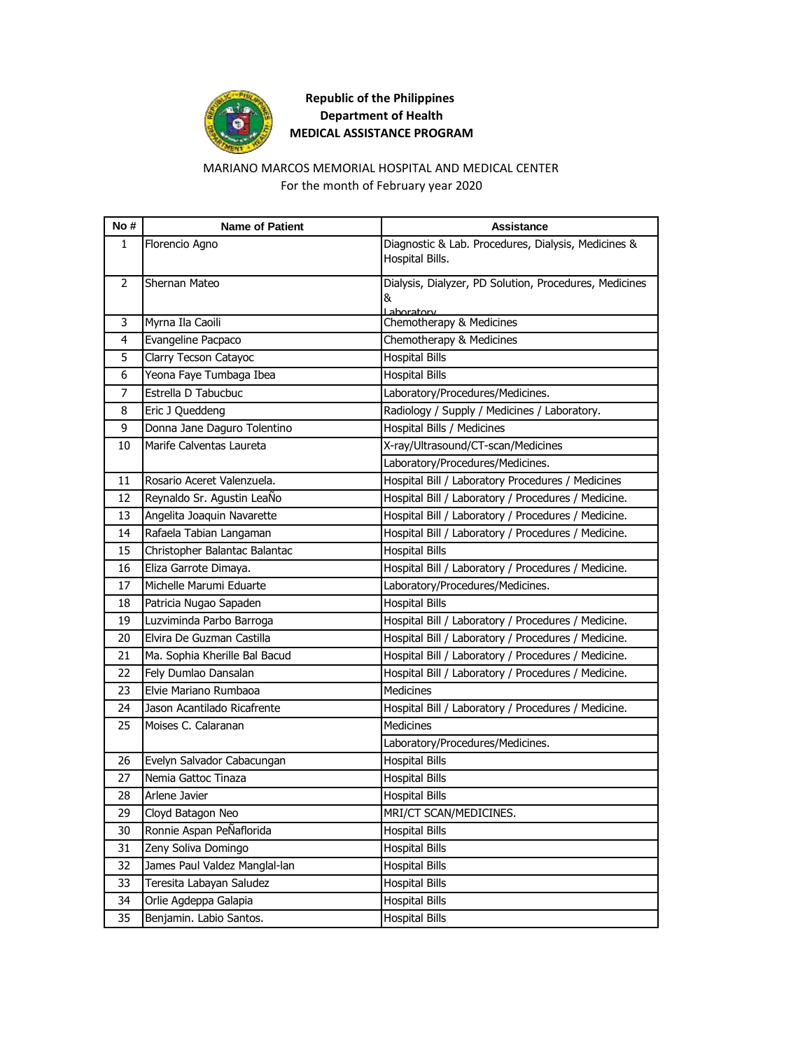**Republic of the Philippines**
**Department of Health**
**MEDICAL ASSISTANCE PROGRAM**

MARIANO MARCOS MEMORIAL HOSPITAL AND MEDICAL CENTER
For the month of February year 2020

| No # | Name of Patient | Assistance |
|---|---|---|
| 1 | Florencio Agno | Diagnostic & Lab. Procedures, Dialysis, Medicines & Hospital Bills. |
| 2 | Shernan Mateo | Dialysis, Dialyzer, PD Solution, Procedures, Medicines & Laboratory |
| 3 | Myrna Ila Caoili | Chemotherapy & Medicines |
| 4 | Evangeline Pacpaco | Chemotherapy & Medicines |
| 5 | Clarry Tecson Catayoc | Hospital Bills |
| 6 | Yeona Faye Tumbaga Ibea | Hospital Bills |
| 7 | Estrella D Tabucbuc | Laboratory/Procedures/Medicines. |
| 8 | Eric J Queddeng | Radiology / Supply / Medicines / Laboratory. |
| 9 | Donna Jane Daguro Tolentino | Hospital Bills / Medicines |
| 10 | Marife Calventas Laureta | X-ray/Ultrasound/CT-scan/Medicines |
| | | Laboratory/Procedures/Medicines. |
| 11 | Rosario Aceret Valenzuela. | Hospital Bill / Laboratory Procedures / Medicines |
| 12 | Reynaldo Sr. Agustin LeaÑo | Hospital Bill / Laboratory / Procedures / Medicine. |
| 13 | Angelita Joaquin Navarette | Hospital Bill / Laboratory / Procedures / Medicine. |
| 14 | Rafaela Tabian Langaman | Hospital Bill / Laboratory / Procedures / Medicine. |
| 15 | Christopher Balantac Balantac | Hospital Bills |
| 16 | Eliza Garrote Dimaya. | Hospital Bill / Laboratory / Procedures / Medicine. |
| 17 | Michelle Marumi Eduarte | Laboratory/Procedures/Medicines. |
| 18 | Patricia Nugao Sapaden | Hospital Bills |
| 19 | Luzviminda Parbo Barroga | Hospital Bill / Laboratory / Procedures / Medicine. |
| 20 | Elvira De Guzman Castilla | Hospital Bill / Laboratory / Procedures / Medicine. |
| 21 | Ma. Sophia Kherille Bal Bacud | Hospital Bill / Laboratory / Procedures / Medicine. |
| 22 | Fely Dumlao Dansalan | Hospital Bill / Laboratory / Procedures / Medicine. |
| 23 | Elvie Mariano Rumbaoa | Medicines |
| 24 | Jason Acantilado Ricafrente | Hospital Bill / Laboratory / Procedures / Medicine. |
| 25 | Moises C. Calaranan | Medicines |
| | | Laboratory/Procedures/Medicines. |
| 26 | Evelyn Salvador Cabacungan | Hospital Bills |
| 27 | Nemia Gattoc Tinaza | Hospital Bills |
| 28 | Arlene Javier | Hospital Bills |
| 29 | Cloyd Batagon Neo | MRI/CT SCAN/MEDICINES. |
| 30 | Ronnie Aspan PeÑaflorida | Hospital Bills |
| 31 | Zeny Soliva Domingo | Hospital Bills |
| 32 | James Paul Valdez Manglal-lan | Hospital Bills |
| 33 | Teresita Labayan Saludez | Hospital Bills |
| 34 | Orlie Agdeppa Galapia | Hospital Bills |
| 35 | Benjamin. Labio Santos. | Hospital Bills |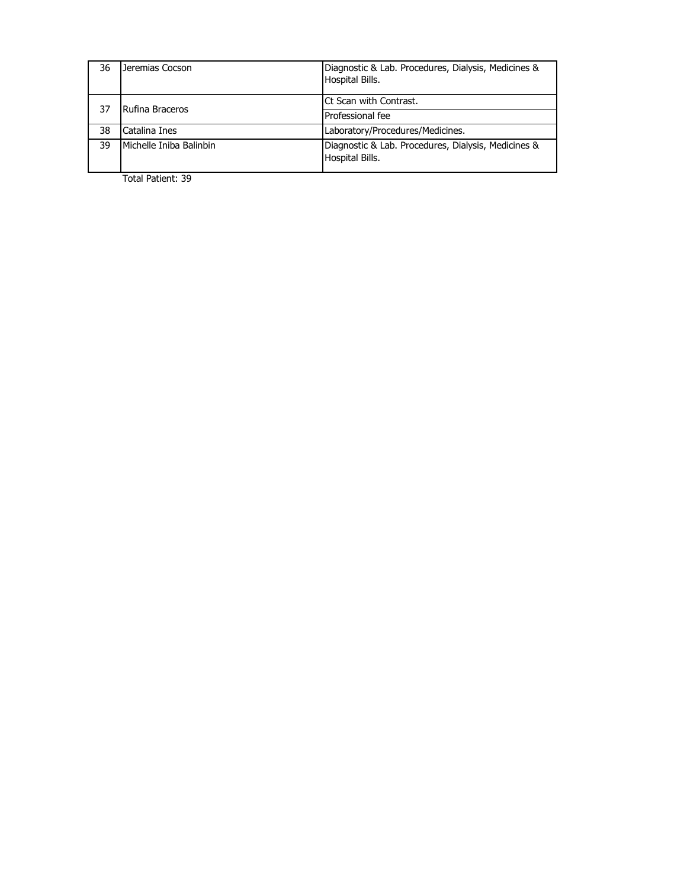| 36 | Jeremias Cocson | Diagnostic & Lab. Procedures, Dialysis, Medicines & Hospital Bills. |
|---|---|---|
| 37 | Rufina Braceros | Ct Scan with Contrast. |
| | | Professional fee |
| 38 | Catalina Ines | Laboratory/Procedures/Medicines. |
| 39 | Michelle Iniba Balinbin | Diagnostic & Lab. Procedures, Dialysis, Medicines & Hospital Bills. |

Total Patient: 39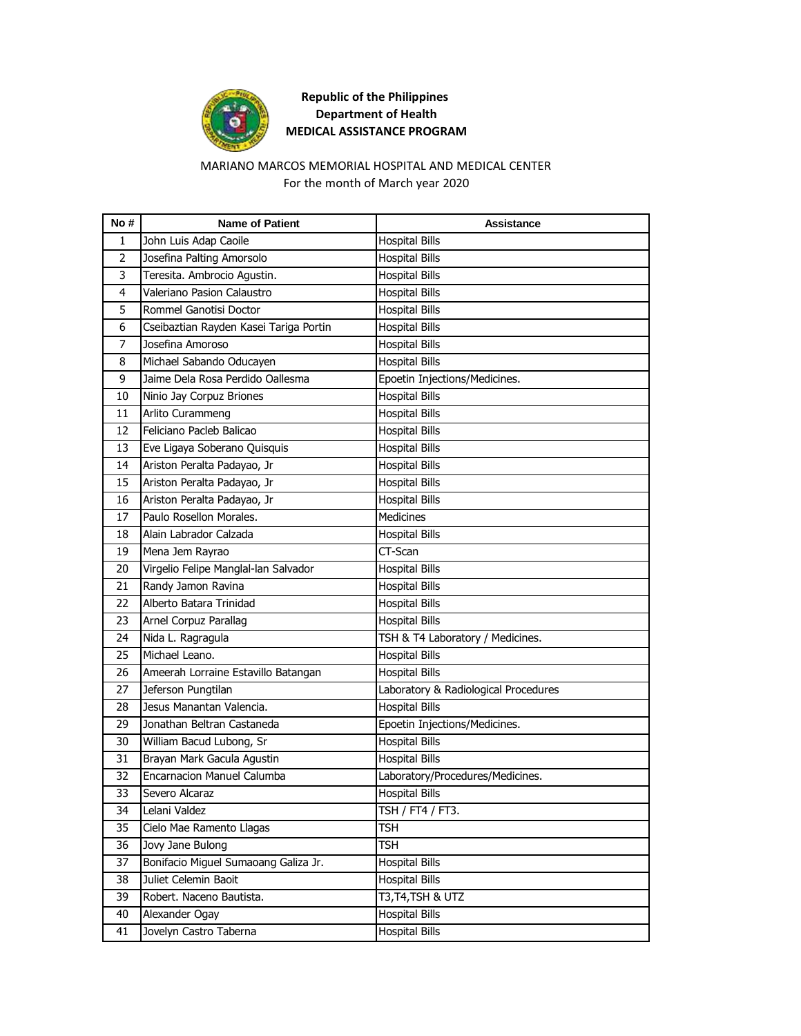**Republic of the Philippines**
**Department of Health**
**MEDICAL ASSISTANCE PROGRAM**

MARIANO MARCOS MEMORIAL HOSPITAL AND MEDICAL CENTER
For the month of March year 2020

| No # | Name of Patient | Assistance |
|---|---|---|
| 1 | John Luis Adap Caoile | Hospital Bills |
| 2 | Josefina Palting Amorsolo | Hospital Bills |
| 3 | Teresita. Ambrocio Agustin. | Hospital Bills |
| 4 | Valeriano Pasion Calaustro | Hospital Bills |
| 5 | Rommel Ganotisi Doctor | Hospital Bills |
| 6 | Cseibaztian Rayden Kasei Tariga Portin | Hospital Bills |
| 7 | Josefina Amoroso | Hospital Bills |
| 8 | Michael Sabando Oducayen | Hospital Bills |
| 9 | Jaime Dela Rosa Perdido Oallesma | Epoetin Injections/Medicines. |
| 10 | Ninio Jay Corpuz Briones | Hospital Bills |
| 11 | Arlito Curammeng | Hospital Bills |
| 12 | Feliciano Pacleb Balicao | Hospital Bills |
| 13 | Eve Ligaya Soberano Quisquis | Hospital Bills |
| 14 | Ariston Peralta Padayao, Jr | Hospital Bills |
| 15 | Ariston Peralta Padayao, Jr | Hospital Bills |
| 16 | Ariston Peralta Padayao, Jr | Hospital Bills |
| 17 | Paulo Rosellon Morales. | Medicines |
| 18 | Alain Labrador Calzada | Hospital Bills |
| 19 | Mena Jem Rayrao | CT-Scan |
| 20 | Virgelio Felipe Manglal-lan Salvador | Hospital Bills |
| 21 | Randy Jamon Ravina | Hospital Bills |
| 22 | Alberto Batara Trinidad | Hospital Bills |
| 23 | Arnel Corpuz Parallag | Hospital Bills |
| 24 | Nida L. Ragragula | TSH & T4 Laboratory / Medicines. |
| 25 | Michael Leano. | Hospital Bills |
| 26 | Ameerah Lorraine Estavillo Batangan | Hospital Bills |
| 27 | Jeferson Pungtilan | Laboratory & Radiological Procedures |
| 28 | Jesus Manantan Valencia. | Hospital Bills |
| 29 | Jonathan Beltran Castaneda | Epoetin Injections/Medicines. |
| 30 | William Bacud Lubong, Sr | Hospital Bills |
| 31 | Brayan Mark Gacula Agustin | Hospital Bills |
| 32 | Encarnacion Manuel Calumba | Laboratory/Procedures/Medicines. |
| 33 | Severo Alcaraz | Hospital Bills |
| 34 | Lelani Valdez | TSH / FT4 / FT3. |
| 35 | Cielo Mae Ramento Llagas | TSH |
| 36 | Jovy Jane Bulong | TSH |
| 37 | Bonifacio Miguel Sumaoang Galiza Jr. | Hospital Bills |
| 38 | Juliet Celemin Baoit | Hospital Bills |
| 39 | Robert. Naceno Bautista. | T3,T4,TSH & UTZ |
| 40 | Alexander Ogay | Hospital Bills |
| 41 | Jovelyn Castro Taberna | Hospital Bills |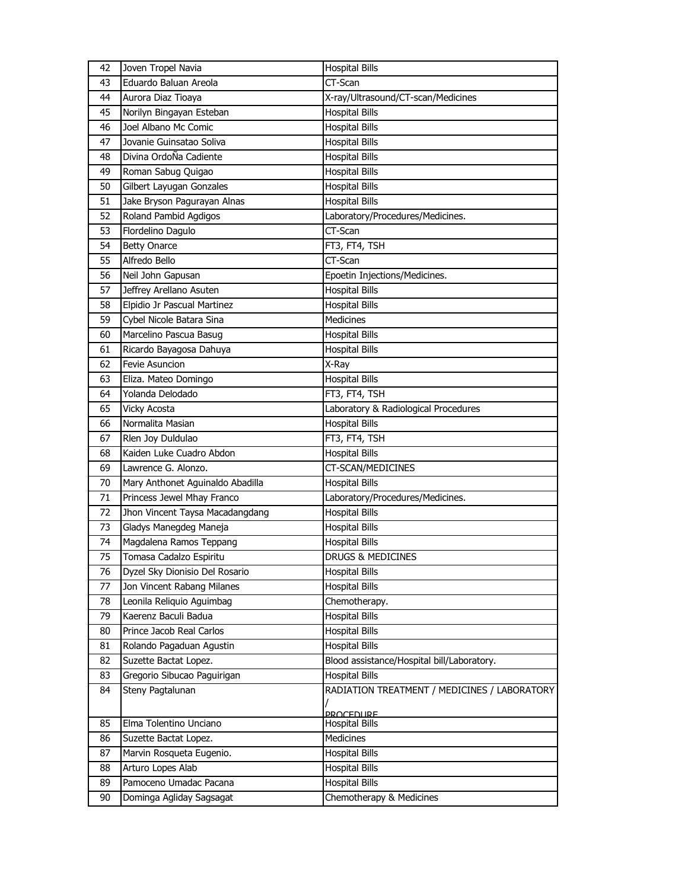| 42 | Joven Tropel Navia | Hospital Bills |
|---|---|---|
| 43 | Eduardo Baluan Areola | CT-Scan |
| 44 | Aurora Diaz Tioaya | X-ray/Ultrasound/CT-scan/Medicines |
| 45 | Norilyn Bingayan Esteban | Hospital Bills |
| 46 | Joel Albano Mc Comic | Hospital Bills |
| 47 | Jovanie Guinsatao Soliva | Hospital Bills |
| 48 | Divina OrdoÑa Cadiente | Hospital Bills |
| 49 | Roman Sabug Quigao | Hospital Bills |
| 50 | Gilbert Layugan Gonzales | Hospital Bills |
| 51 | Jake Bryson Pagurayan Alnas | Hospital Bills |
| 52 | Roland Pambid Adgigos | Laboratory/Procedures/Medicines. |
| 53 | Flordelino Dagulo | CT-Scan |
| 54 | Betty Onarce | FT3, FT4, TSH |
| 55 | Alfredo Bello | CT-Scan |
| 56 | Neil John Gapusan | Epoetin Injections/Medicines. |
| 57 | Jeffrey Arellano Asuten | Hospital Bills |
| 58 | Elpidio Jr Pascual Martinez | Hospital Bills |
| 59 | Cybel Nicole Batara Sina | Medicines |
| 60 | Marcelino Pascua Basug | Hospital Bills |
| 61 | Ricardo Bayagosa Dahuya | Hospital Bills |
| 62 | Fevie Asuncion | X-Ray |
| 63 | Eliza. Mateo Domingo | Hospital Bills |
| 64 | Yolanda Delodado | FT3, FT4, TSH |
| 65 | Vicky Acosta | Laboratory & Radiological Procedures |
| 66 | Normalita Masian | Hospital Bills |
| 67 | Rlen Joy Duldulao | FT3, FT4, TSH |
| 68 | Kaiden Luke Cuadro Abdon | Hospital Bills |
| 69 | Lawrence G. Alonzo. | CT-SCAN/MEDICINES |
| 70 | Mary Anthonet Aguinaldo Abadilla | Hospital Bills |
| 71 | Princess Jewel Mhay Franco | Laboratory/Procedures/Medicines. |
| 72 | Jhon Vincent Taysa Macadangdang | Hospital Bills |
| 73 | Gladys Manegdeg Maneja | Hospital Bills |
| 74 | Magdalena Ramos Teppang | Hospital Bills |
| 75 | Tomasa Cadalzo Espiritu | DRUGS & MEDICINES |
| 76 | Dyzel Sky Dionisio Del Rosario | Hospital Bills |
| 77 | Jon Vincent Rabang Milanes | Hospital Bills |
| 78 | Leonila Reliquio Aguimbag | Chemotherapy. |
| 79 | Kaerenz Baculi Badua | Hospital Bills |
| 80 | Prince Jacob Real Carlos | Hospital Bills |
| 81 | Rolando Pagaduan Agustin | Hospital Bills |
| 82 | Suzette Bactat Lopez. | Blood assistance/Hospital bill/Laboratory. |
| 83 | Gregorio Sibucao Paguirigan | Hospital Bills |
| 84 | Steny Pagtalunan | RADIATION TREATMENT / MEDICINES / LABORATORY / PROCEDURE |
| 85 | Elma Tolentino Unciano | Hospital Bills |
| 86 | Suzette Bactat Lopez. | Medicines |
| 87 | Marvin Rosqueta Eugenio. | Hospital Bills |
| 88 | Arturo Lopes Alab | Hospital Bills |
| 89 | Pamoceno Umadac Pacana | Hospital Bills |
| 90 | Dominga Agliday Sagsagat | Chemotherapy & Medicines |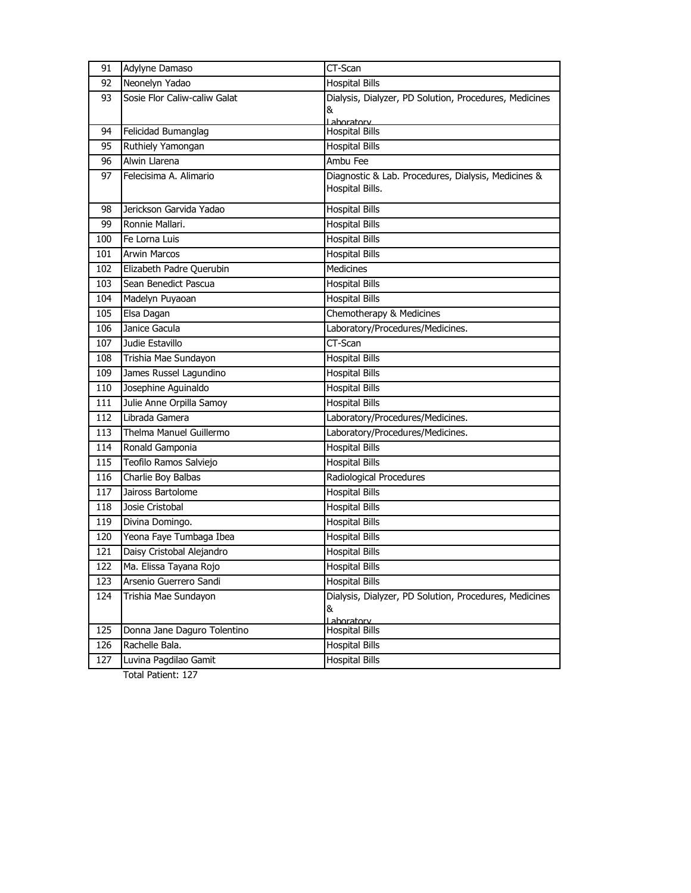| 91 | Adylyne Damaso | CT-Scan |
|---|---|---|
| 92 | Neonelyn Yadao | Hospital Bills |
| 93 | Sosie Flor Caliw-caliw Galat | Dialysis, Dialyzer, PD Solution, Procedures, Medicines & Laboratory |
| 94 | Felicidad Bumanglag | Hospital Bills |
| 95 | Ruthiely Yamongan | Hospital Bills |
| 96 | Alwin Llarena | Ambu Fee |
| 97 | Felecisima A. Alimario | Diagnostic & Lab. Procedures, Dialysis, Medicines & Hospital Bills. |
| 98 | Jerickson Garvida Yadao | Hospital Bills |
| 99 | Ronnie Mallari. | Hospital Bills |
| 100 | Fe Lorna Luis | Hospital Bills |
| 101 | Arwin Marcos | Hospital Bills |
| 102 | Elizabeth Padre Querubin | Medicines |
| 103 | Sean Benedict Pascua | Hospital Bills |
| 104 | Madelyn Puyaoan | Hospital Bills |
| 105 | Elsa Dagan | Chemotherapy & Medicines |
| 106 | Janice Gacula | Laboratory/Procedures/Medicines. |
| 107 | Judie Estavillo | CT-Scan |
| 108 | Trishia Mae Sundayon | Hospital Bills |
| 109 | James Russel Lagundino | Hospital Bills |
| 110 | Josephine Aguinaldo | Hospital Bills |
| 111 | Julie Anne Orpilla Samoy | Hospital Bills |
| 112 | Librada Gamera | Laboratory/Procedures/Medicines. |
| 113 | Thelma Manuel Guillermo | Laboratory/Procedures/Medicines. |
| 114 | Ronald Gamponia | Hospital Bills |
| 115 | Teofilo Ramos Salviejo | Hospital Bills |
| 116 | Charlie Boy Balbas | Radiological Procedures |
| 117 | Jaiross Bartolome | Hospital Bills |
| 118 | Josie Cristobal | Hospital Bills |
| 119 | Divina Domingo. | Hospital Bills |
| 120 | Yeona Faye Tumbaga Ibea | Hospital Bills |
| 121 | Daisy Cristobal Alejandro | Hospital Bills |
| 122 | Ma. Elissa Tayana Rojo | Hospital Bills |
| 123 | Arsenio Guerrero Sandi | Hospital Bills |
| 124 | Trishia Mae Sundayon | Dialysis, Dialyzer, PD Solution, Procedures, Medicines & Laboratory |
| 125 | Donna Jane Daguro Tolentino | Hospital Bills |
| 126 | Rachelle Bala. | Hospital Bills |
| 127 | Luvina Pagdilao Gamit | Hospital Bills |

Total Patient: 127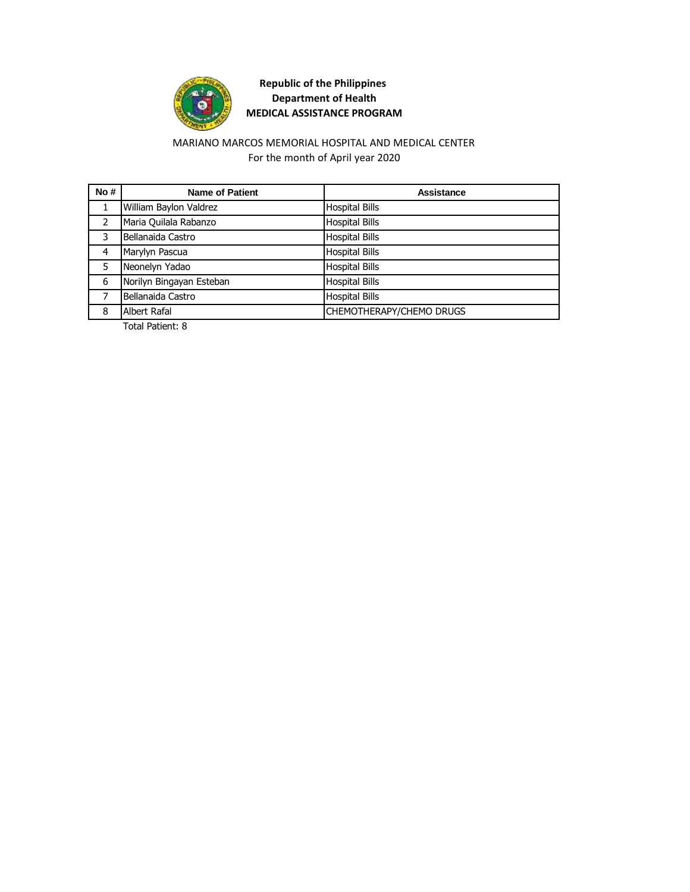**Republic of the Philippines**
**Department of Health**
**MEDICAL ASSISTANCE PROGRAM**

MARIANO MARCOS MEMORIAL HOSPITAL AND MEDICAL CENTER
For the month of April year 2020

| No # | Name of Patient | Assistance |
|---|---|---|
| 1 | William Baylon Valdrez | Hospital Bills |
| 2 | Maria Quilala Rabanzo | Hospital Bills |
| 3 | Bellanaida Castro | Hospital Bills |
| 4 | Marylyn Pascua | Hospital Bills |
| 5 | Neonelyn Yadao | Hospital Bills |
| 6 | Norilyn Bingayan Esteban | Hospital Bills |
| 7 | Bellanaida Castro | Hospital Bills |
| 8 | Albert Rafal | CHEMOTHERAPY/CHEMO DRUGS |

Total Patient: 8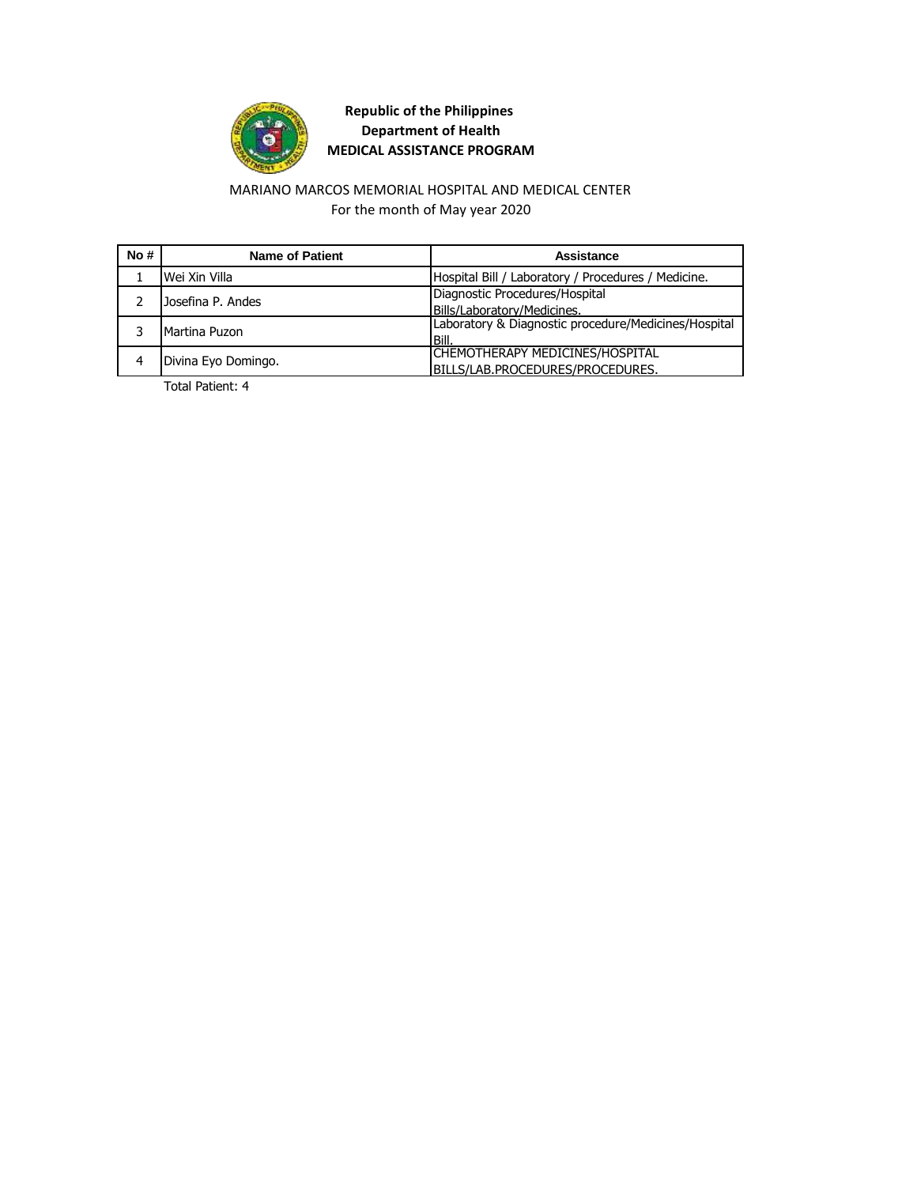**Republic of the Philippines**
**Department of Health**
**MEDICAL ASSISTANCE PROGRAM**

MARIANO MARCOS MEMORIAL HOSPITAL AND MEDICAL CENTER
For the month of May year 2020

| No # | Name of Patient | Assistance |
|---|---|---|
| 1 | Wei Xin Villa | Hospital Bill / Laboratory / Procedures / Medicine. |
| 2 | Josefina P. Andes | Diagnostic Procedures/Hospital Bills/Laboratory/Medicines. |
| 3 | Martina Puzon | Laboratory & Diagnostic procedure/Medicines/Hospital Bill. |
| 4 | Divina Eyo Domingo. | CHEMOTHERAPY MEDICINES/HOSPITAL BILLS/LAB.PROCEDURES/PROCEDURES. |

Total Patient: 4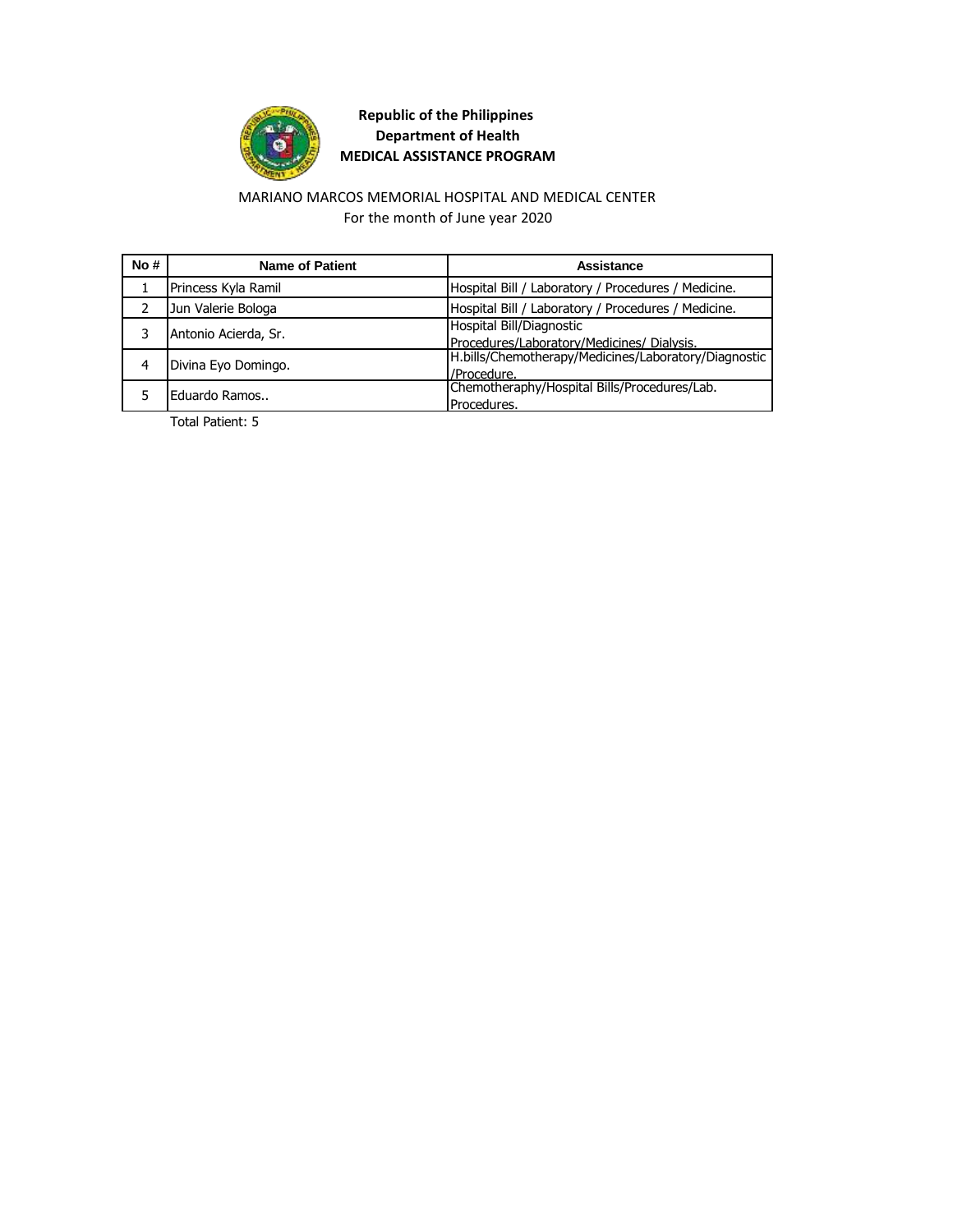**Republic of the Philippines**
**Department of Health**
**MEDICAL ASSISTANCE PROGRAM**

MARIANO MARCOS MEMORIAL HOSPITAL AND MEDICAL CENTER
For the month of June year 2020

| No # | Name of Patient | Assistance |
|---|---|---|
| 1 | Princess Kyla Ramil | Hospital Bill / Laboratory / Procedures / Medicine. |
| 2 | Jun Valerie Bologa | Hospital Bill / Laboratory / Procedures / Medicine. |
| 3 | Antonio Acierda, Sr. | Hospital Bill/Diagnostic Procedures/Laboratory/Medicines/ Dialysis. |
| 4 | Divina Eyo Domingo. | H.bills/Chemotherapy/Medicines/Laboratory/Diagnostic /Procedure. |
| 5 | Eduardo Ramos.. | Chemotheraphy/Hospital Bills/Procedures/Lab. Procedures. |

Total Patient: 5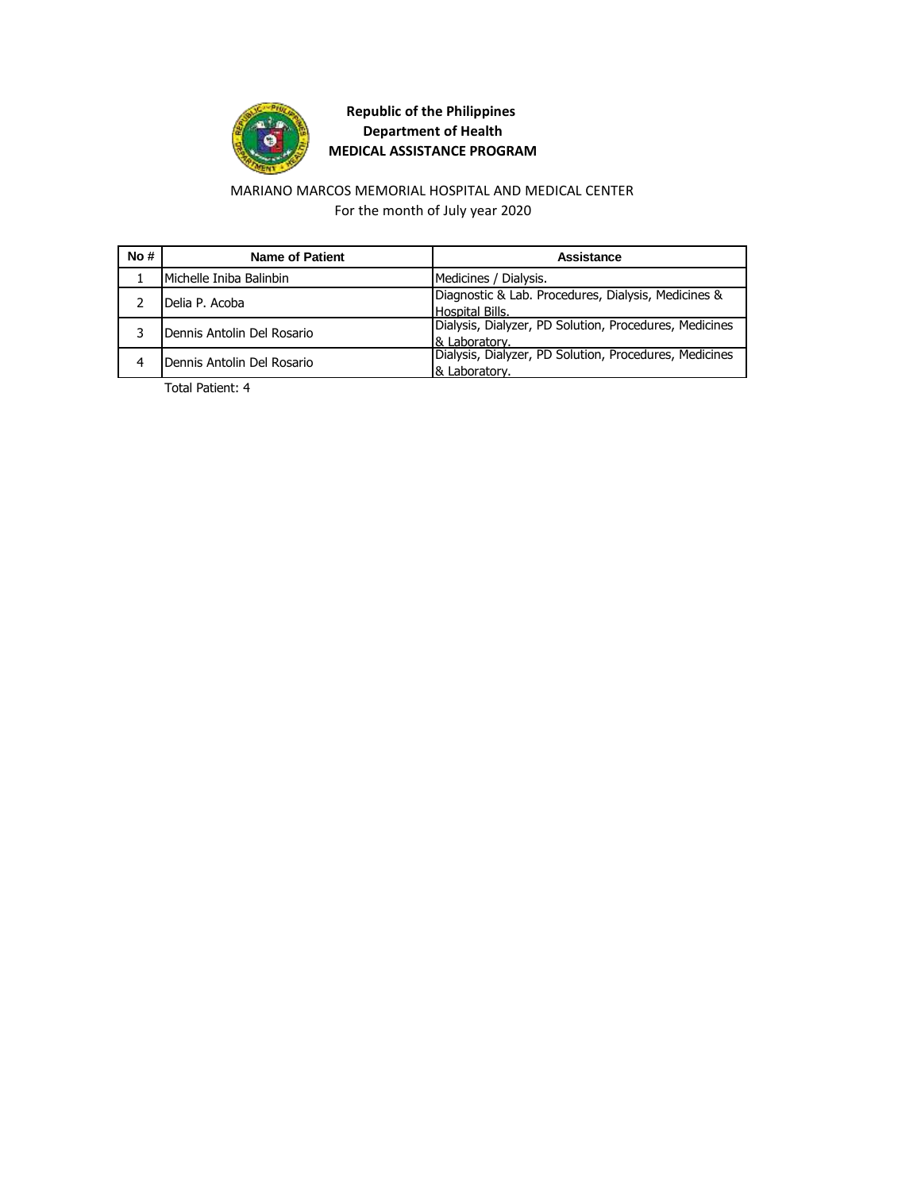**Republic of the Philippines**
**Department of Health**
**MEDICAL ASSISTANCE PROGRAM**

MARIANO MARCOS MEMORIAL HOSPITAL AND MEDICAL CENTER
For the month of July year 2020

| No # | Name of Patient | Assistance |
|---|---|---|
| 1 | Michelle Iniba Balinbin | Medicines / Dialysis. |
| 2 | Delia P. Acoba | Diagnostic & Lab. Procedures, Dialysis, Medicines & Hospital Bills. |
| 3 | Dennis Antolin Del Rosario | Dialysis, Dialyzer, PD Solution, Procedures, Medicines & Laboratory. |
| 4 | Dennis Antolin Del Rosario | Dialysis, Dialyzer, PD Solution, Procedures, Medicines & Laboratory. |

Total Patient: 4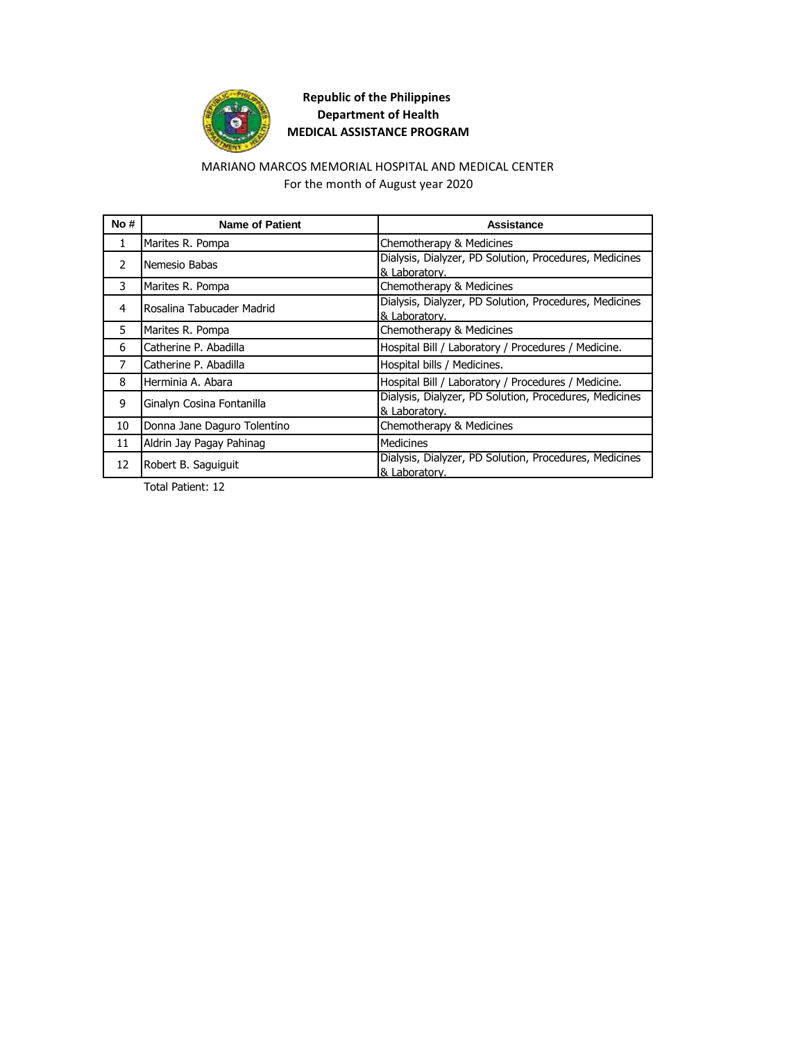**Republic of the Philippines**
**Department of Health**
**MEDICAL ASSISTANCE PROGRAM**

MARIANO MARCOS MEMORIAL HOSPITAL AND MEDICAL CENTER
For the month of August year 2020

| No # | Name of Patient | Assistance |
|---|---|---|
| 1 | Marites R. Pompa | Chemotherapy & Medicines |
| 2 | Nemesio Babas | Dialysis, Dialyzer, PD Solution, Procedures, Medicines & Laboratory. |
| 3 | Marites R. Pompa | Chemotherapy & Medicines |
| 4 | Rosalina Tabucader Madrid | Dialysis, Dialyzer, PD Solution, Procedures, Medicines & Laboratory. |
| 5 | Marites R. Pompa | Chemotherapy & Medicines |
| 6 | Catherine P. Abadilla | Hospital Bill / Laboratory / Procedures / Medicine. |
| 7 | Catherine P. Abadilla | Hospital bills / Medicines. |
| 8 | Herminia A. Abara | Hospital Bill / Laboratory / Procedures / Medicine. |
| 9 | Ginalyn Cosina Fontanilla | Dialysis, Dialyzer, PD Solution, Procedures, Medicines & Laboratory. |
| 10 | Donna Jane Daguro Tolentino | Chemotherapy & Medicines |
| 11 | Aldrin Jay Pagay Pahinag | Medicines |
| 12 | Robert B. Saguiguit | Dialysis, Dialyzer, PD Solution, Procedures, Medicines & Laboratory. |

Total Patient: 12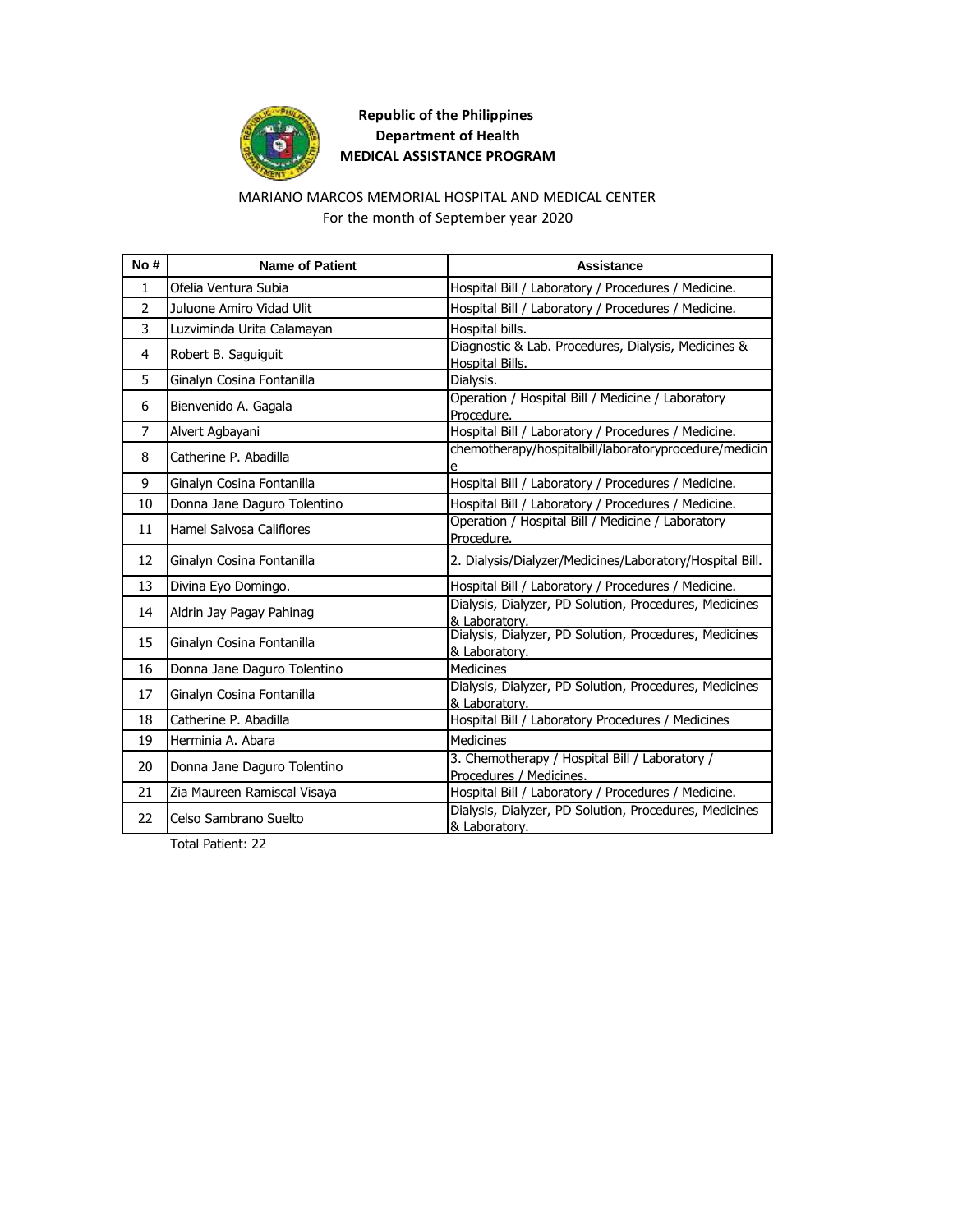**Republic of the Philippines**
**Department of Health**
**MEDICAL ASSISTANCE PROGRAM**

MARIANO MARCOS MEMORIAL HOSPITAL AND MEDICAL CENTER
For the month of September year 2020

| No # | Name of Patient | Assistance |
|---|---|---|
| 1 | Ofelia Ventura Subia | Hospital Bill / Laboratory / Procedures / Medicine. |
| 2 | Juluone Amiro Vidad Ulit | Hospital Bill / Laboratory / Procedures / Medicine. |
| 3 | Luzviminda Urita Calamayan | Hospital bills. |
| 4 | Robert B. Saguiguit | Diagnostic & Lab. Procedures, Dialysis, Medicines & Hospital Bills. |
| 5 | Ginalyn Cosina Fontanilla | Dialysis. |
| 6 | Bienvenido A. Gagala | Operation / Hospital Bill / Medicine / Laboratory Procedure. |
| 7 | Alvert Agbayani | Hospital Bill / Laboratory / Procedures / Medicine. |
| 8 | Catherine P. Abadilla | chemotherapy/hospitalbill/laboratoryprocedure/medicine |
| 9 | Ginalyn Cosina Fontanilla | Hospital Bill / Laboratory / Procedures / Medicine. |
| 10 | Donna Jane Daguro Tolentino | Hospital Bill / Laboratory / Procedures / Medicine. |
| 11 | Hamel Salvosa Califlores | Operation / Hospital Bill / Medicine / Laboratory Procedure. |
| 12 | Ginalyn Cosina Fontanilla | 2. Dialysis/Dialyzer/Medicines/Laboratory/Hospital Bill. |
| 13 | Divina Eyo Domingo. | Hospital Bill / Laboratory / Procedures / Medicine. |
| 14 | Aldrin Jay Pagay Pahinag | Dialysis, Dialyzer, PD Solution, Procedures, Medicines & Laboratory. |
| 15 | Ginalyn Cosina Fontanilla | Dialysis, Dialyzer, PD Solution, Procedures, Medicines & Laboratory. |
| 16 | Donna Jane Daguro Tolentino | Medicines |
| 17 | Ginalyn Cosina Fontanilla | Dialysis, Dialyzer, PD Solution, Procedures, Medicines & Laboratory. |
| 18 | Catherine P. Abadilla | Hospital Bill / Laboratory Procedures / Medicines |
| 19 | Herminia A. Abara | Medicines |
| 20 | Donna Jane Daguro Tolentino | 3. Chemotherapy / Hospital Bill / Laboratory / Procedures / Medicines. |
| 21 | Zia Maureen Ramiscal Visaya | Hospital Bill / Laboratory / Procedures / Medicine. |
| 22 | Celso Sambrano Suelto | Dialysis, Dialyzer, PD Solution, Procedures, Medicines & Laboratory. |

Total Patient: 22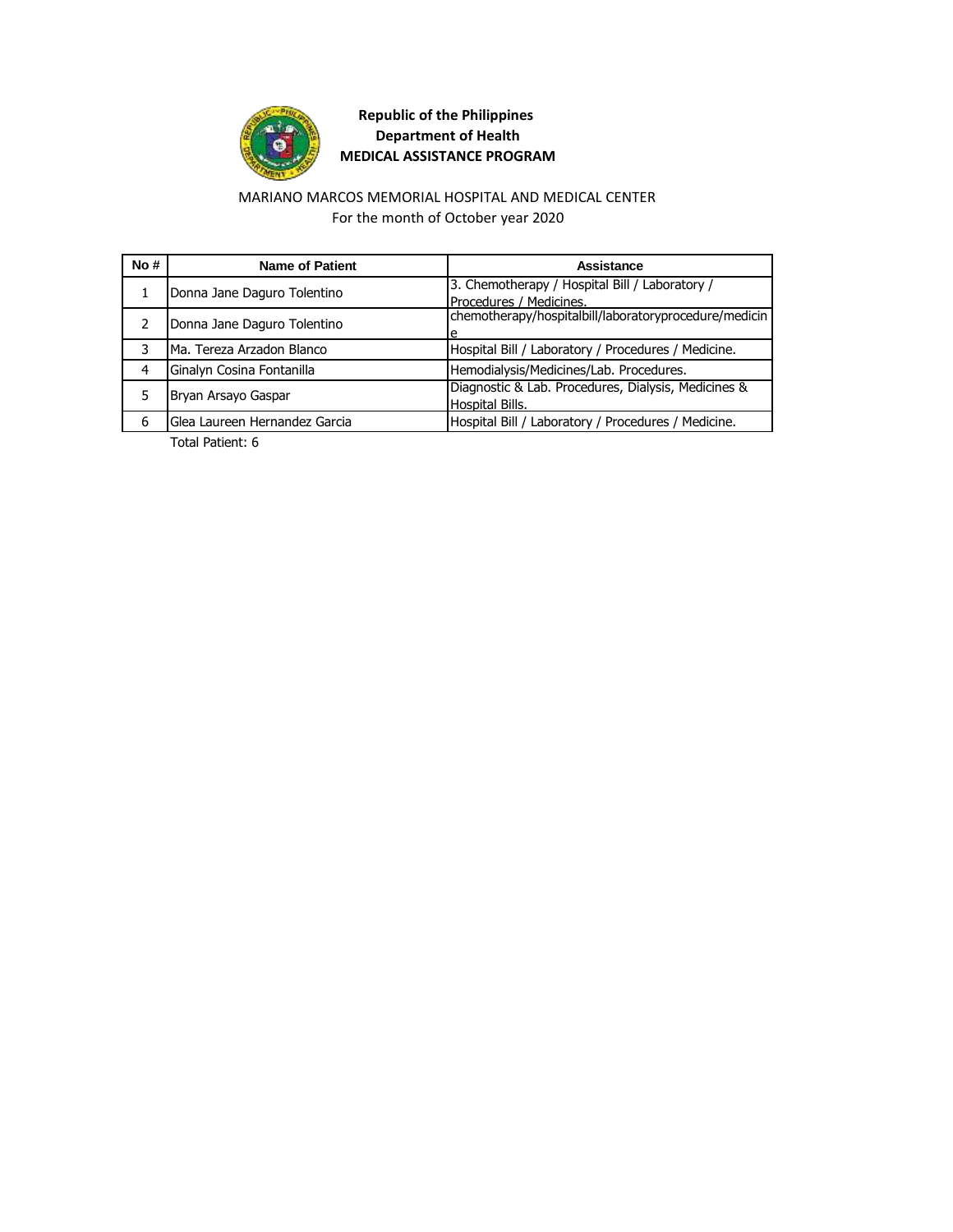**Republic of the Philippines**
**Department of Health**
**MEDICAL ASSISTANCE PROGRAM**

MARIANO MARCOS MEMORIAL HOSPITAL AND MEDICAL CENTER
For the month of October year 2020

| No # | Name of Patient | Assistance |
|---|---|---|
| 1 | Donna Jane Daguro Tolentino | 3. Chemotherapy / Hospital Bill / Laboratory / Procedures / Medicines. |
| 2 | Donna Jane Daguro Tolentino | chemotherapy/hospitalbill/laboratoryprocedure/medicine |
| 3 | Ma. Tereza Arzadon Blanco | Hospital Bill / Laboratory / Procedures / Medicine. |
| 4 | Ginalyn Cosina Fontanilla | Hemodialysis/Medicines/Lab. Procedures. |
| 5 | Bryan Arsayo Gaspar | Diagnostic & Lab. Procedures, Dialysis, Medicines & Hospital Bills. |
| 6 | Glea Laureen Hernandez Garcia | Hospital Bill / Laboratory / Procedures / Medicine. |

Total Patient: 6